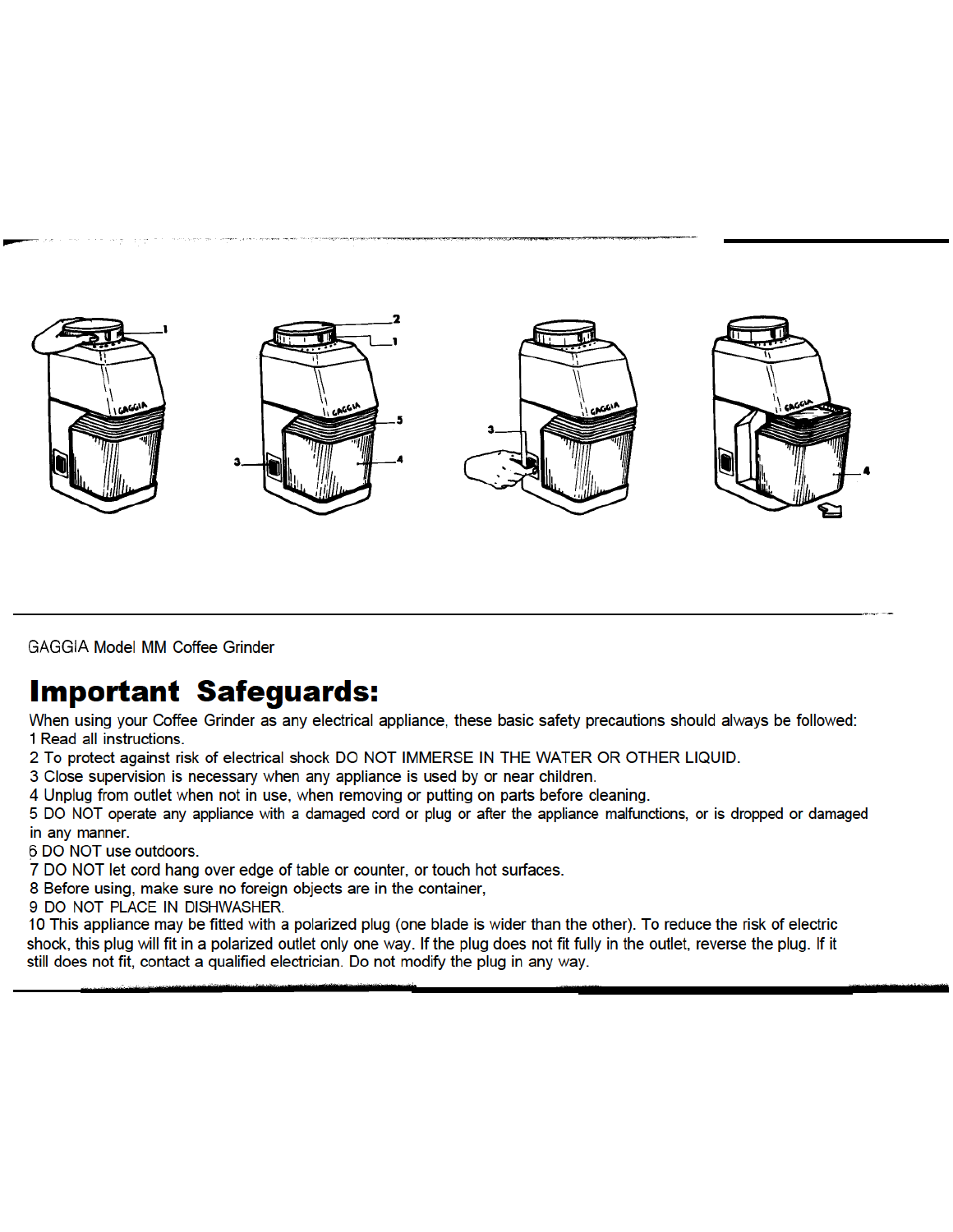GAGGIA Model MM Coffee Grinder

# Important Safeguards:

When using your Coffee Grinder as any electrical appliance, these basic safety precautions should always be followed:

1 Read all instructions.

2 To protect against risk of electrical shock DO NOT IMMERSE IN THE WATER OR OTHER LIQUID.

3 Close supervision is necessary when any appliance is used by or near children.

4 Unplug from outlet when not in use, when removing or putting on parts before cleaning.

5 DO NOT operate any appliance with a damaged cord or plug or after the appliance malfunctions, or is dropped or damaged in any manner.

6 DO NOT use outdoors.

7 DO NOT let cord hang over edge of table or counter, or touch hot surfaces.

8 Before using, make sure no foreign objects are in the container,

9 DO NOT PLACE IN DISHWASHER.

10 This appliance may be fitted with a polarized plug (one blade is wider than the other). To reduce the risk of electric shock, this plug will fit in a polarized outlet only one way. If the plug does not fit fully in the outlet, reverse the plug. If it still does not fit, contact a qualified electrician. Do not modify the plug in any way.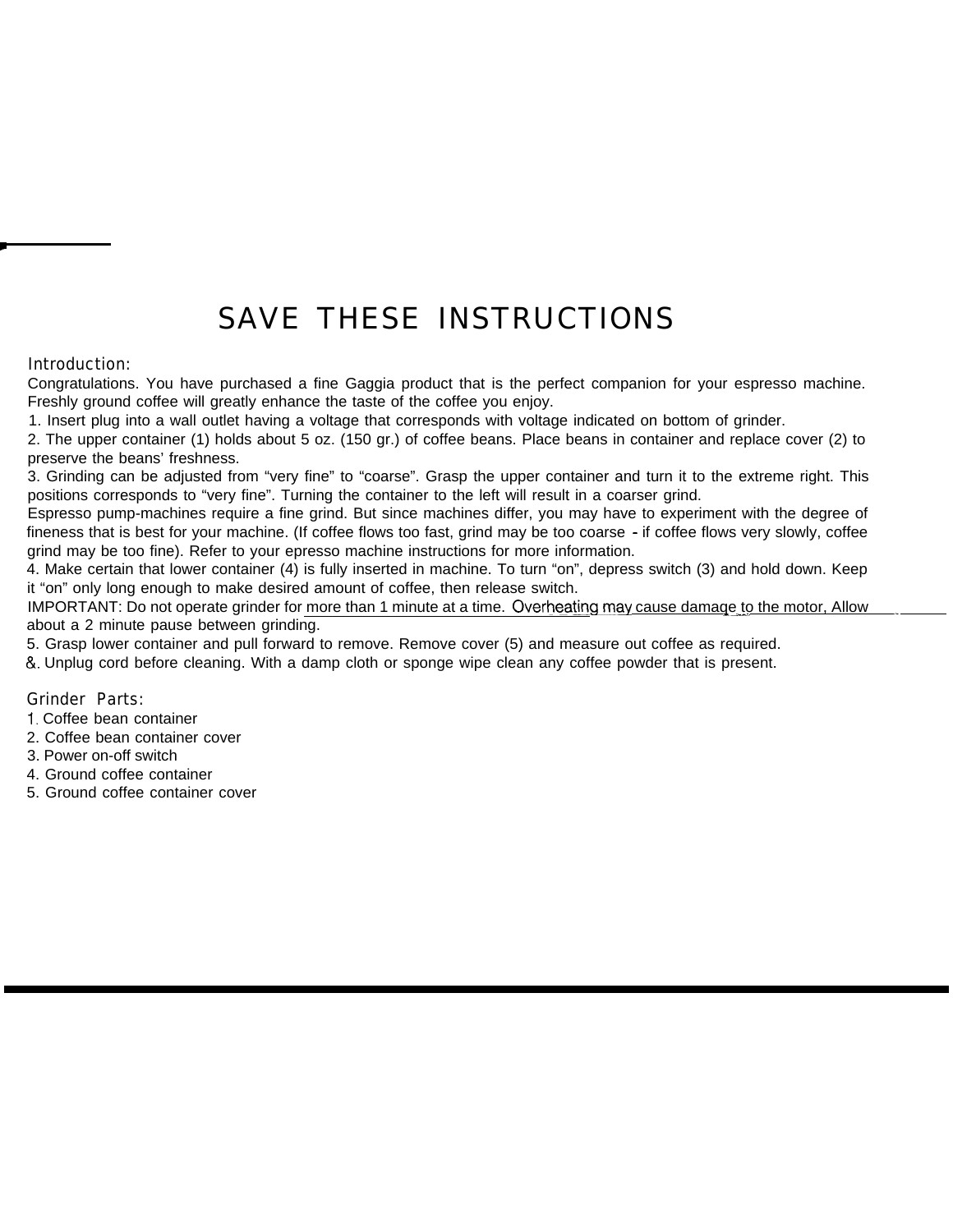# SAVE THESE INSTRUCTIONS

## Introduction:

Congratulations. You have purchased a fine Gaggia product that is the perfect companion for your espresso machine. Freshly ground coffee will greatly enhance the taste of the coffee you enjoy.

1. Insert plug into a wall outlet having a voltage that corresponds with voltage indicated on bottom of grinder.
2. The upper container (1) holds about 5 oz. (150 gr.) of coffee beans. Place beans in container and replace cover (2) to preserve the beans' freshness.
3. Grinding can be adjusted from "very fine" to "coarse". Grasp the upper container and turn it to the extreme right. This positions corresponds to "very fine". Turning the container to the left will result in a coarser grind.

Espresso pump-machines require a fine grind. But since machines differ, you may have to experiment with the degree of fineness that is best for your machine. (If coffee flows too fast, grind may be too coarse - if coffee flows very slowly, coffee grind may be too fine). Refer to your epresso machine instructions for more information.

4. Make certain that lower container (4) is fully inserted in machine. To turn "on", depress switch (3) and hold down. Keep it "on" only long enough to make desired amount of coffee, then release switch.

IMPORTANT: Do not operate grinder for more than 1 minute at a time. Overheating may cause damage to the motor, Allow about a 2 minute pause between grinding.

5. Grasp lower container and pull forward to remove. Remove cover (5) and measure out coffee as required.
6. Unplug cord before cleaning. With a damp cloth or sponge wipe clean any coffee powder that is present.

## Grinder Parts:

1. Coffee bean container
2. Coffee bean container cover
3. Power on-off switch
4. Ground coffee container
5. Ground coffee container cover